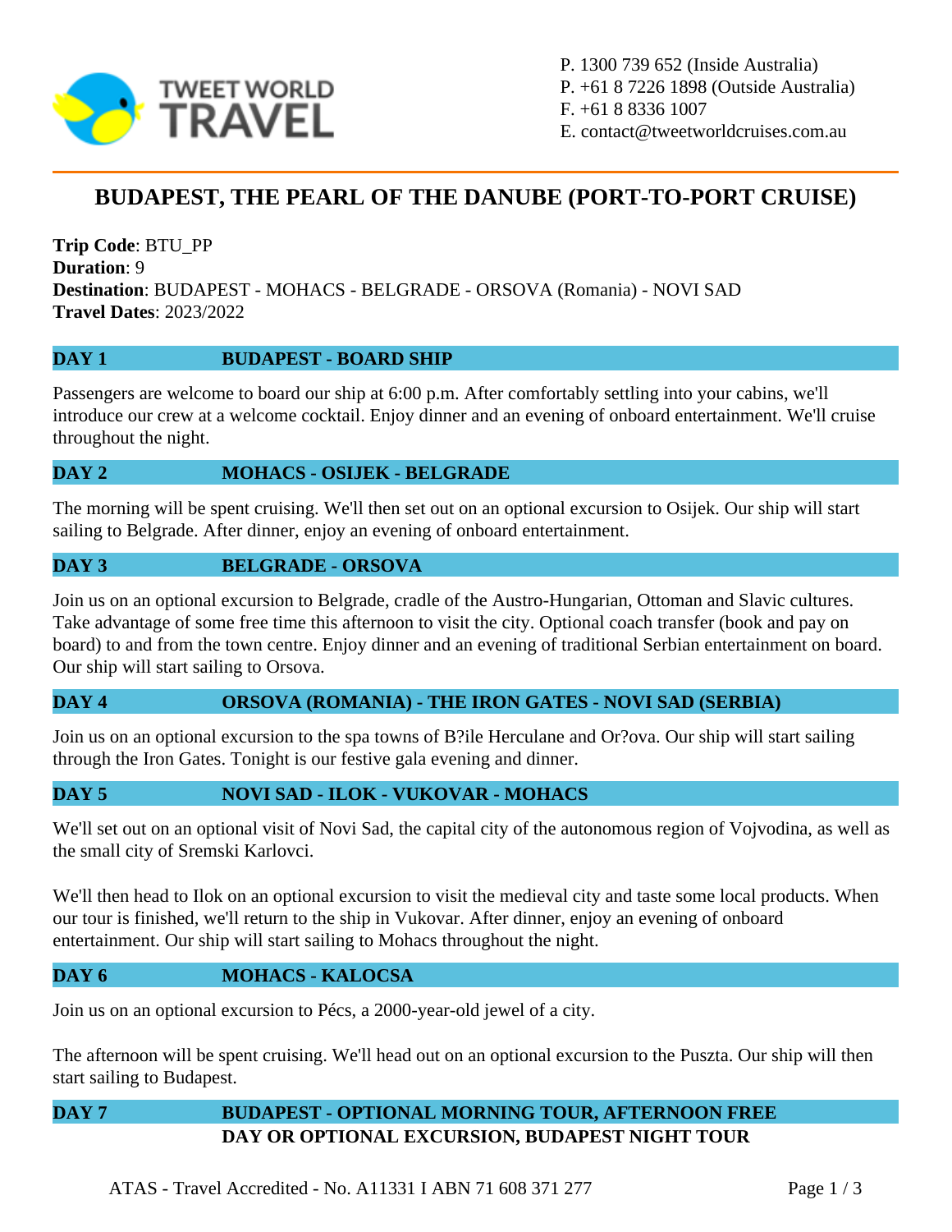P. 1300 739 652 (Inside Australia)
P. +61 8 7226 1898 (Outside Australia)
F. +61 8 8336 1007
E. contact@tweetworldcruises.com.au

# BUDAPEST, THE PEARL OF THE DANUBE (PORT-TO-PORT CRUISE)

**Trip Code**: BTU_PP
**Duration**: 9
**Destination**: BUDAPEST - MOHACS - BELGRADE - ORSOVA (Romania) - NOVI SAD
**Travel Dates**: 2023/2022

## DAY 1 BUDAPEST - BOARD SHIP

Passengers are welcome to board our ship at 6:00 p.m. After comfortably settling into your cabins, we'll introduce our crew at a welcome cocktail. Enjoy dinner and an evening of onboard entertainment. We'll cruise throughout the night.

## DAY 2 MOHACS - OSIJEK - BELGRADE

The morning will be spent cruising. We'll then set out on an optional excursion to Osijek. Our ship will start sailing to Belgrade. After dinner, enjoy an evening of onboard entertainment.

## DAY 3 BELGRADE - ORSOVA

Join us on an optional excursion to Belgrade, cradle of the Austro-Hungarian, Ottoman and Slavic cultures. Take advantage of some free time this afternoon to visit the city. Optional coach transfer (book and pay on board) to and from the town centre. Enjoy dinner and an evening of traditional Serbian entertainment on board. Our ship will start sailing to Orsova.

## DAY 4 ORSOVA (ROMANIA) - THE IRON GATES - NOVI SAD (SERBIA)

Join us on an optional excursion to the spa towns of B?ile Herculane and Or?ova. Our ship will start sailing through the Iron Gates. Tonight is our festive gala evening and dinner.

## DAY 5 NOVI SAD - ILOK - VUKOVAR - MOHACS

We'll set out on an optional visit of Novi Sad, the capital city of the autonomous region of Vojvodina, as well as the small city of Sremski Karlovci.

We'll then head to Ilok on an optional excursion to visit the medieval city and taste some local products. When our tour is finished, we'll return to the ship in Vukovar. After dinner, enjoy an evening of onboard entertainment. Our ship will start sailing to Mohacs throughout the night.

## DAY 6 MOHACS - KALOCSA

Join us on an optional excursion to Pécs, a 2000-year-old jewel of a city.

The afternoon will be spent cruising. We'll head out on an optional excursion to the Puszta. Our ship will then start sailing to Budapest.

## DAY 7 BUDAPEST - OPTIONAL MORNING TOUR, AFTERNOON FREE DAY OR OPTIONAL EXCURSION, BUDAPEST NIGHT TOUR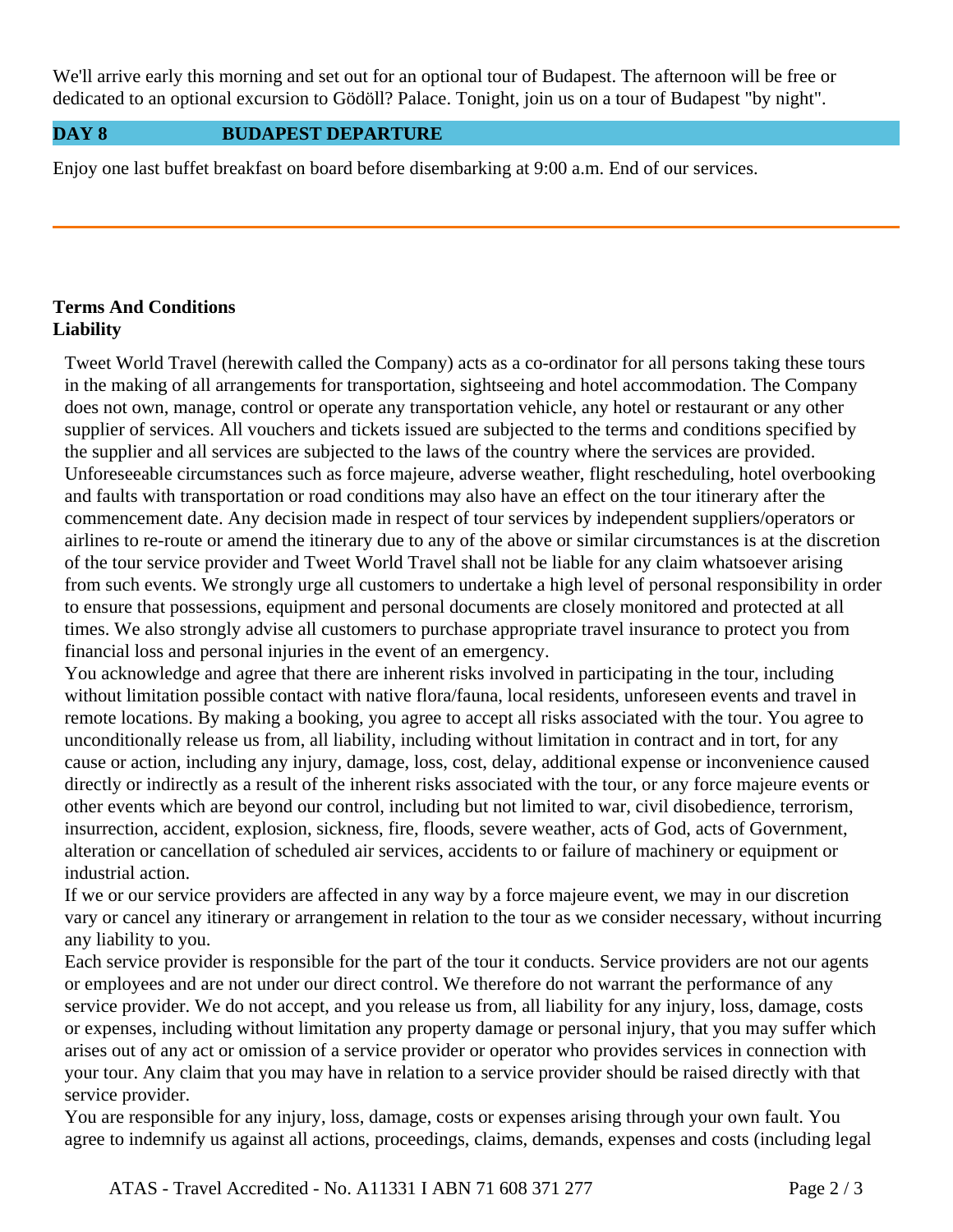We'll arrive early this morning and set out for an optional tour of Budapest. The afternoon will be free or dedicated to an optional excursion to Gödöll? Palace. Tonight, join us on a tour of Budapest "by night".

## DAY 8 BUDAPEST DEPARTURE

Enjoy one last buffet breakfast on board before disembarking at 9:00 a.m. End of our services.

---

**Terms And Conditions**
**Liability**

Tweet World Travel (herewith called the Company) acts as a co-ordinator for all persons taking these tours in the making of all arrangements for transportation, sightseeing and hotel accommodation. The Company does not own, manage, control or operate any transportation vehicle, any hotel or restaurant or any other supplier of services. All vouchers and tickets issued are subjected to the terms and conditions specified by the supplier and all services are subjected to the laws of the country where the services are provided. Unforeseeable circumstances such as force majeure, adverse weather, flight rescheduling, hotel overbooking and faults with transportation or road conditions may also have an effect on the tour itinerary after the commencement date. Any decision made in respect of tour services by independent suppliers/operators or airlines to re-route or amend the itinerary due to any of the above or similar circumstances is at the discretion of the tour service provider and Tweet World Travel shall not be liable for any claim whatsoever arising from such events. We strongly urge all customers to undertake a high level of personal responsibility in order to ensure that possessions, equipment and personal documents are closely monitored and protected at all times. We also strongly advise all customers to purchase appropriate travel insurance to protect you from financial loss and personal injuries in the event of an emergency.

You acknowledge and agree that there are inherent risks involved in participating in the tour, including without limitation possible contact with native flora/fauna, local residents, unforeseen events and travel in remote locations. By making a booking, you agree to accept all risks associated with the tour. You agree to unconditionally release us from, all liability, including without limitation in contract and in tort, for any cause or action, including any injury, damage, loss, cost, delay, additional expense or inconvenience caused directly or indirectly as a result of the inherent risks associated with the tour, or any force majeure events or other events which are beyond our control, including but not limited to war, civil disobedience, terrorism, insurrection, accident, explosion, sickness, fire, floods, severe weather, acts of God, acts of Government, alteration or cancellation of scheduled air services, accidents to or failure of machinery or equipment or industrial action.

If we or our service providers are affected in any way by a force majeure event, we may in our discretion vary or cancel any itinerary or arrangement in relation to the tour as we consider necessary, without incurring any liability to you.

Each service provider is responsible for the part of the tour it conducts. Service providers are not our agents or employees and are not under our direct control. We therefore do not warrant the performance of any service provider. We do not accept, and you release us from, all liability for any injury, loss, damage, costs or expenses, including without limitation any property damage or personal injury, that you may suffer which arises out of any act or omission of a service provider or operator who provides services in connection with your tour. Any claim that you may have in relation to a service provider should be raised directly with that service provider.

You are responsible for any injury, loss, damage, costs or expenses arising through your own fault. You agree to indemnify us against all actions, proceedings, claims, demands, expenses and costs (including legal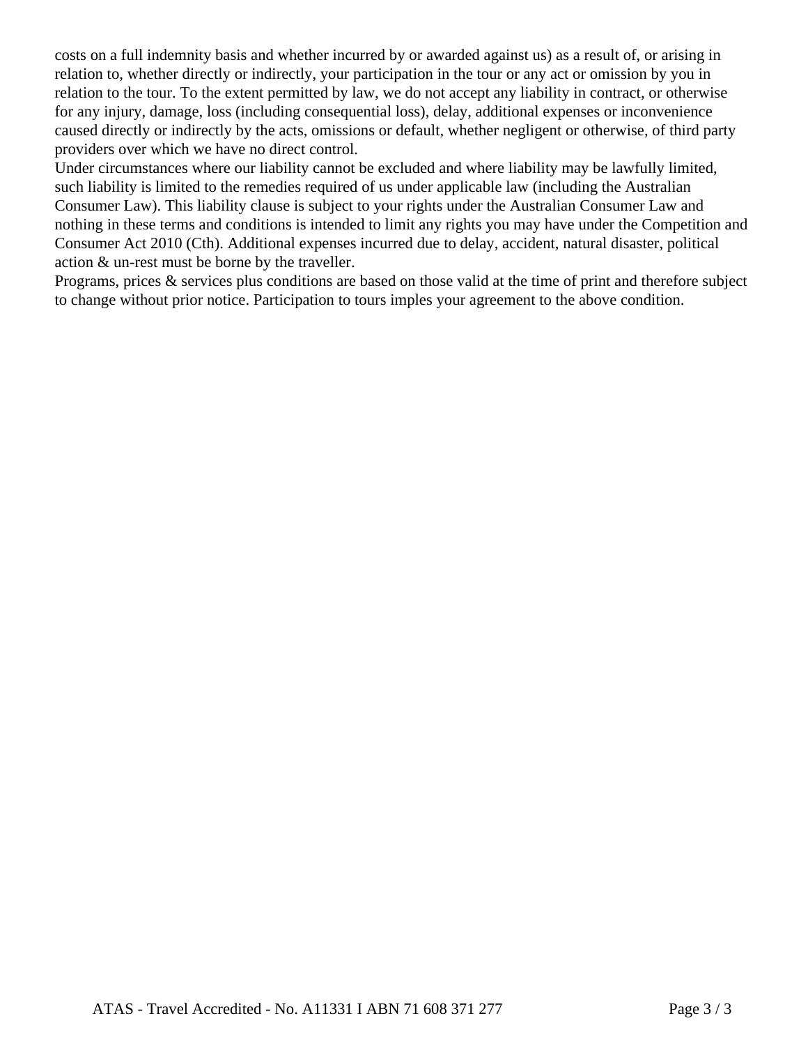costs on a full indemnity basis and whether incurred by or awarded against us) as a result of, or arising in relation to, whether directly or indirectly, your participation in the tour or any act or omission by you in relation to the tour. To the extent permitted by law, we do not accept any liability in contract, or otherwise for any injury, damage, loss (including consequential loss), delay, additional expenses or inconvenience caused directly or indirectly by the acts, omissions or default, whether negligent or otherwise, of third party providers over which we have no direct control.

Under circumstances where our liability cannot be excluded and where liability may be lawfully limited, such liability is limited to the remedies required of us under applicable law (including the Australian Consumer Law). This liability clause is subject to your rights under the Australian Consumer Law and nothing in these terms and conditions is intended to limit any rights you may have under the Competition and Consumer Act 2010 (Cth). Additional expenses incurred due to delay, accident, natural disaster, political action & un-rest must be borne by the traveller.

Programs, prices & services plus conditions are based on those valid at the time of print and therefore subject to change without prior notice. Participation to tours imples your agreement to the above condition.

ATAS - Travel Accredited - No. A11331 I ABN 71 608 371 277